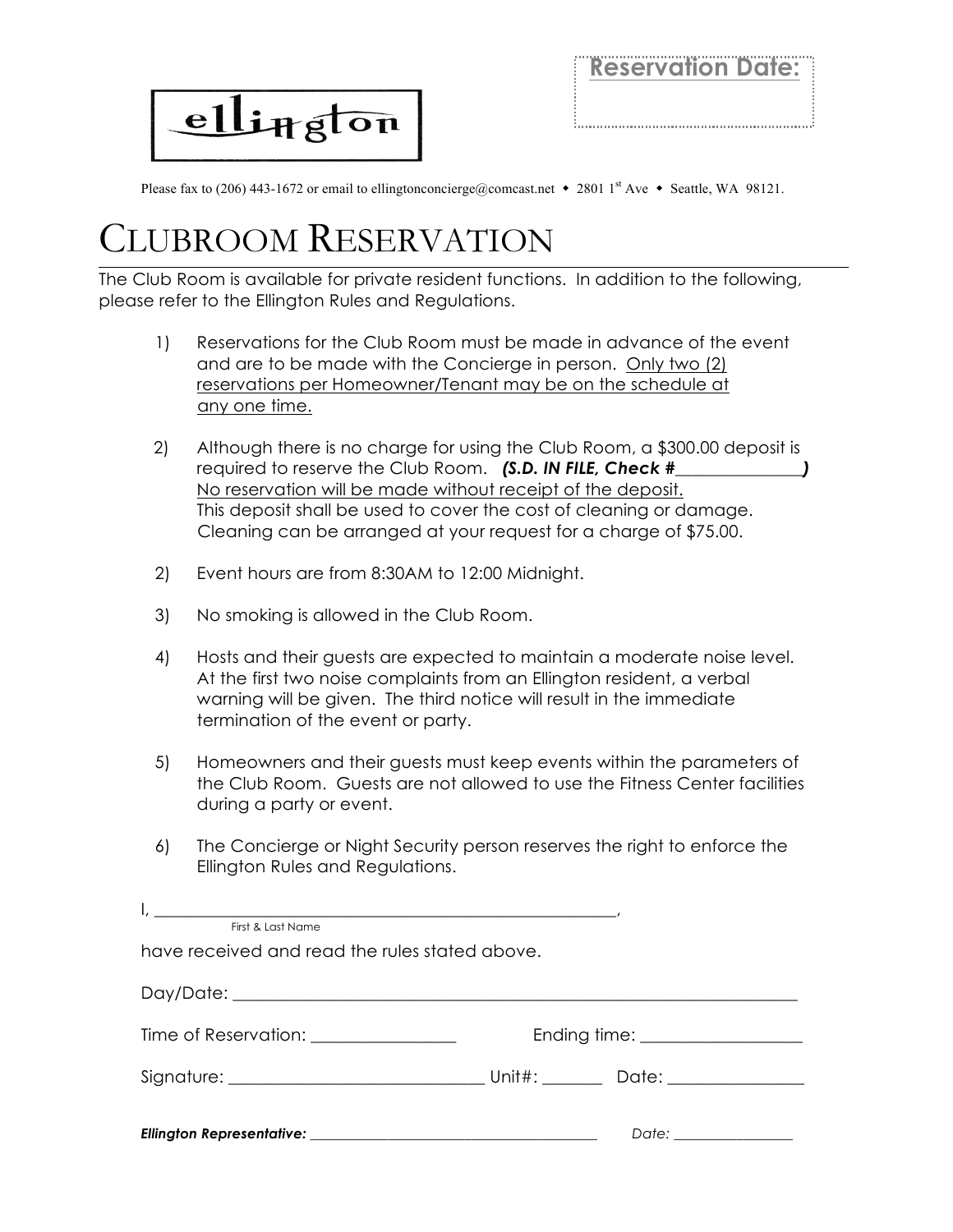Reservation Date:

ellington

Please fax to (206) 443-1672 or email to ellingtonconcierge@comcast.net • 2801 1st Ave • Seattle, WA 98121.

# CLUBROOM RESERVATION

The Club Room is available for private resident functions. In addition to the following, please refer to the Ellington Rules and Regulations.

1) Reservations for the Club Room must be made in advance of the event and are to be made with the Concierge in person. Only two (2) reservations per Homeowner/Tenant may be on the schedule at any one time.

2) Although there is no charge for using the Club Room, a $300.00 deposit is required to reserve the Club Room. ***(S.D. IN FILE, Check #\_\_\_\_\_\_\_\_\_\_\_\_\_\_\_)*** No reservation will be made without receipt of the deposit. This deposit shall be used to cover the cost of cleaning or damage. Cleaning can be arranged at your request for a charge of $75.00.

2) Event hours are from 8:30AM to 12:00 Midnight.

3) No smoking is allowed in the Club Room.

4) Hosts and their guests are expected to maintain a moderate noise level. At the first two noise complaints from an Ellington resident, a verbal warning will be given. The third notice will result in the immediate termination of the event or party.

5) Homeowners and their guests must keep events within the parameters of the Club Room. Guests are not allowed to use the Fitness Center facilities during a party or event.

6) The Concierge or Night Security person reserves the right to enforce the Ellington Rules and Regulations.

I, \_\_\_\_\_\_\_\_\_\_\_\_\_\_\_\_\_\_\_\_\_\_\_\_\_\_\_\_\_\_\_\_\_\_\_\_\_\_\_\_\_\_\_\_\_\_\_\_,
First & Last Name

have received and read the rules stated above.

Day/Date: \_\_\_\_\_\_\_\_\_\_\_\_\_\_\_\_\_\_\_\_\_\_\_\_\_\_\_\_\_\_\_\_\_\_\_\_\_\_\_\_\_\_\_\_\_\_\_\_\_\_\_\_\_\_\_\_

Time of Reservation: \_\_\_\_\_\_\_\_\_\_\_\_\_\_\_ Ending time: \_\_\_\_\_\_\_\_\_\_\_\_\_\_\_\_\_

Signature: \_\_\_\_\_\_\_\_\_\_\_\_\_\_\_\_\_\_\_\_\_\_\_\_\_\_\_\_ Unit#: \_\_\_\_\_\_ Date: \_\_\_\_\_\_\_\_\_\_\_\_\_\_\_

***Ellington Representative:*** \_\_\_\_\_\_\_\_\_\_\_\_\_\_\_\_\_\_\_\_\_\_\_\_\_\_\_\_\_\_\_\_\_\_\_ *Date:* \_\_\_\_\_\_\_\_\_\_\_\_\_\_\_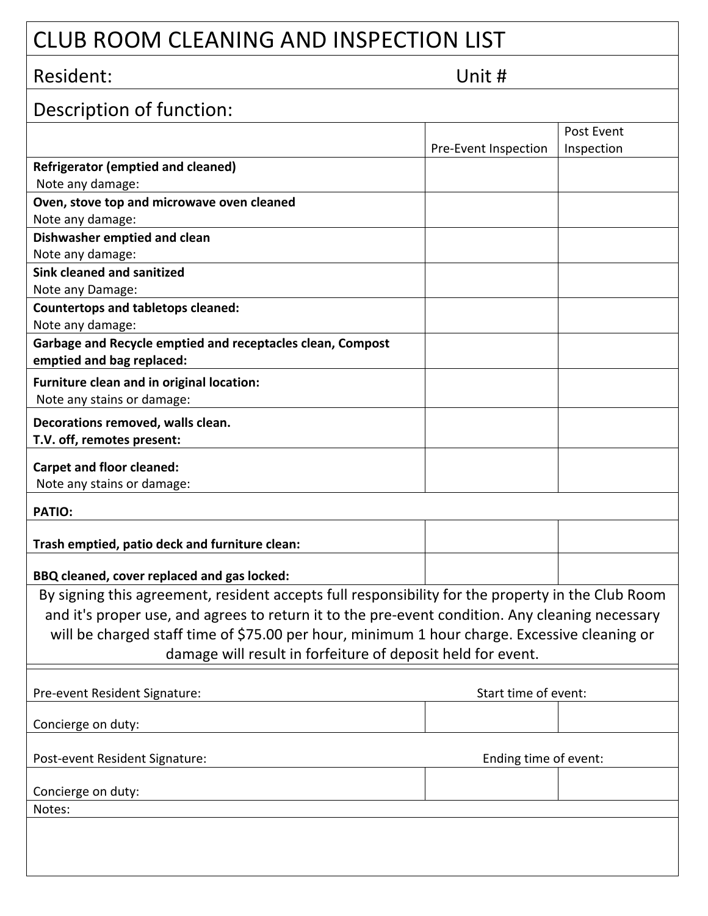# CLUB ROOM CLEANING AND INSPECTION LIST

Resident: Unit #

Description of function:

| | Pre-Event Inspection | Post Event Inspection |
|---|---|---|
| **Refrigerator (emptied and cleaned)**<br>Note any damage: | | |
| **Oven, stove top and microwave oven cleaned**<br>Note any damage: | | |
| **Dishwasher emptied and clean**<br>Note any damage: | | |
| **Sink cleaned and sanitized**<br>Note any Damage: | | |
| **Countertops and tabletops cleaned:**<br>Note any damage: | | |
| **Garbage and Recycle emptied and receptacles clean, Compost emptied and bag replaced:** | | |
| **Furniture clean and in original location:**<br>Note any stains or damage: | | |
| **Decorations removed, walls clean.**<br>**T.V. off, remotes present:** | | |
| **Carpet and floor cleaned:**<br>Note any stains or damage: | | |
| **PATIO:** | | |
| **Trash emptied, patio deck and furniture clean:** | | |
| **BBQ cleaned, cover replaced and gas locked:** | | |

By signing this agreement, resident accepts full responsibility for the property in the Club Room and it's proper use, and agrees to return it to the pre-event condition. Any cleaning necessary will be charged staff time of $75.00 per hour, minimum 1 hour charge. Excessive cleaning or damage will result in forfeiture of deposit held for event.

| | | |
|---|---|---|
| Pre-event Resident Signature: | Start time of event: | |
| Concierge on duty: | | |
| Post-event Resident Signature: | Ending time of event: | |
| Concierge on duty: | | |

Notes: